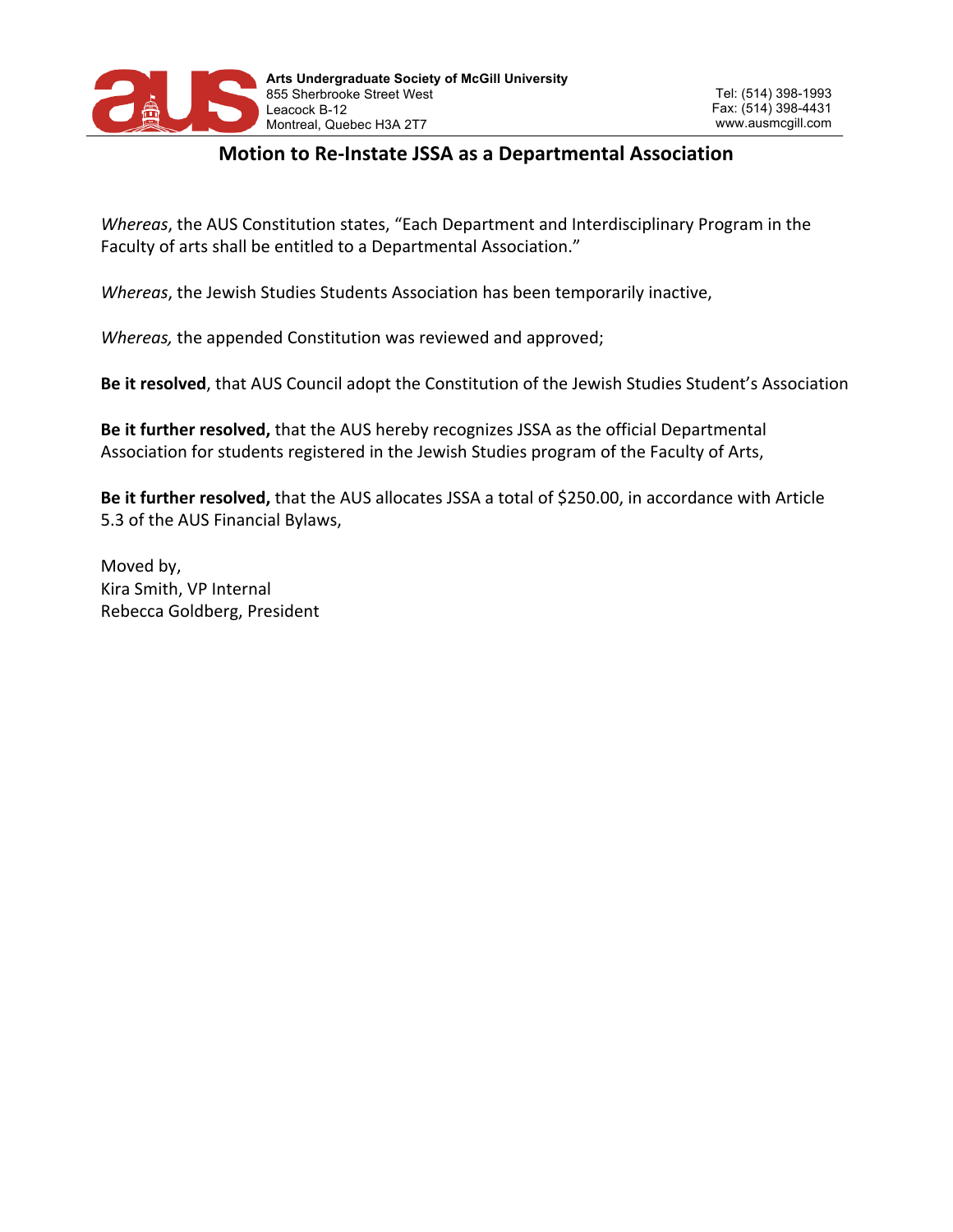**Arts Undergraduate Society of McGill University**
855 Sherbrooke Street West
Leacock B-12
Montreal, Quebec H3A 2T7

Tel: (514) 398-1993
Fax: (514) 398-4431
www.ausmcgill.com

# Motion to Re-Instate JSSA as a Departmental Association

*Whereas*, the AUS Constitution states, "Each Department and Interdisciplinary Program in the Faculty of arts shall be entitled to a Departmental Association."

*Whereas*, the Jewish Studies Students Association has been temporarily inactive,

*Whereas,* the appended Constitution was reviewed and approved;

**Be it resolved**, that AUS Council adopt the Constitution of the Jewish Studies Student's Association

**Be it further resolved,** that the AUS hereby recognizes JSSA as the official Departmental Association for students registered in the Jewish Studies program of the Faculty of Arts,

**Be it further resolved,** that the AUS allocates JSSA a total of $250.00, in accordance with Article 5.3 of the AUS Financial Bylaws,

Moved by,
Kira Smith, VP Internal
Rebecca Goldberg, President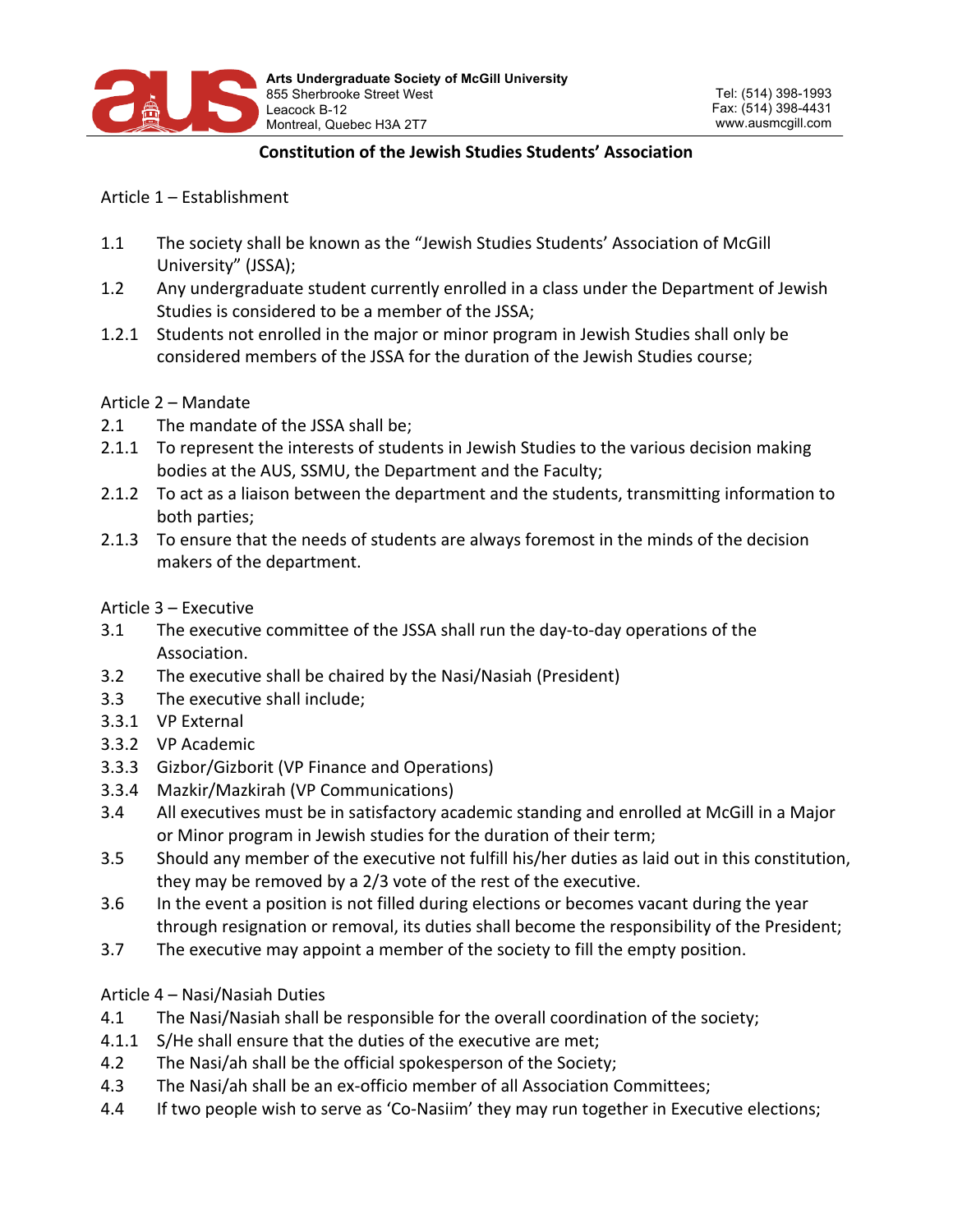**Constitution of the Jewish Studies Students' Association**

Article 1 – Establishment

1.1 The society shall be known as the "Jewish Studies Students' Association of McGill University" (JSSA);

1.2 Any undergraduate student currently enrolled in a class under the Department of Jewish Studies is considered to be a member of the JSSA;

1.2.1 Students not enrolled in the major or minor program in Jewish Studies shall only be considered members of the JSSA for the duration of the Jewish Studies course;

Article 2 – Mandate

2.1 The mandate of the JSSA shall be;

2.1.1 To represent the interests of students in Jewish Studies to the various decision making bodies at the AUS, SSMU, the Department and the Faculty;

2.1.2 To act as a liaison between the department and the students, transmitting information to both parties;

2.1.3 To ensure that the needs of students are always foremost in the minds of the decision makers of the department.

Article 3 – Executive

3.1 The executive committee of the JSSA shall run the day-to-day operations of the Association.

3.2 The executive shall be chaired by the Nasi/Nasiah (President)

3.3 The executive shall include;

3.3.1 VP External

3.3.2 VP Academic

3.3.3 Gizbor/Gizborit (VP Finance and Operations)

3.3.4 Mazkir/Mazkirah (VP Communications)

3.4 All executives must be in satisfactory academic standing and enrolled at McGill in a Major or Minor program in Jewish studies for the duration of their term;

3.5 Should any member of the executive not fulfill his/her duties as laid out in this constitution, they may be removed by a 2/3 vote of the rest of the executive.

3.6 In the event a position is not filled during elections or becomes vacant during the year through resignation or removal, its duties shall become the responsibility of the President;

3.7 The executive may appoint a member of the society to fill the empty position.

Article 4 – Nasi/Nasiah Duties

4.1 The Nasi/Nasiah shall be responsible for the overall coordination of the society;

4.1.1 S/He shall ensure that the duties of the executive are met;

4.2 The Nasi/ah shall be the official spokesperson of the Society;

4.3 The Nasi/ah shall be an ex-officio member of all Association Committees;

4.4 If two people wish to serve as 'Co-Nasiim' they may run together in Executive elections;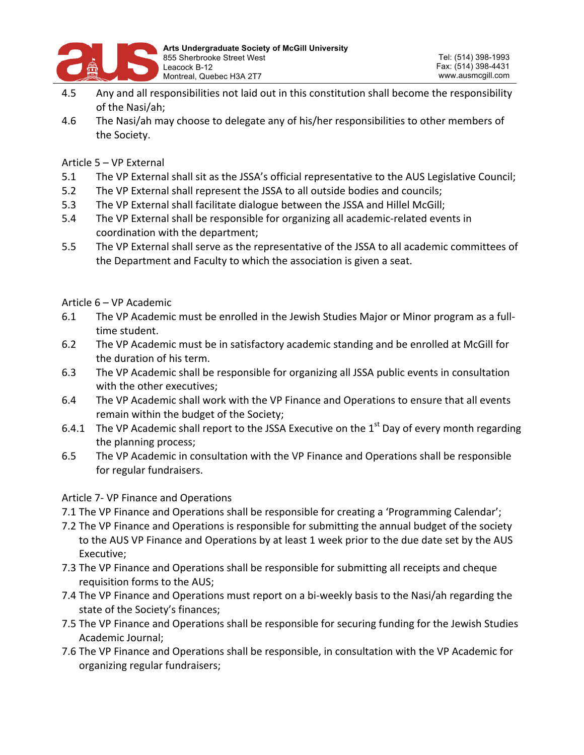4.5 Any and all responsibilities not laid out in this constitution shall become the responsibility of the Nasi/ah;

4.6 The Nasi/ah may choose to delegate any of his/her responsibilities to other members of the Society.

Article 5 – VP External

5.1 The VP External shall sit as the JSSA's official representative to the AUS Legislative Council;

5.2 The VP External shall represent the JSSA to all outside bodies and councils;

5.3 The VP External shall facilitate dialogue between the JSSA and Hillel McGill;

5.4 The VP External shall be responsible for organizing all academic-related events in coordination with the department;

5.5 The VP External shall serve as the representative of the JSSA to all academic committees of the Department and Faculty to which the association is given a seat.

Article 6 – VP Academic

6.1 The VP Academic must be enrolled in the Jewish Studies Major or Minor program as a full-time student.

6.2 The VP Academic must be in satisfactory academic standing and be enrolled at McGill for the duration of his term.

6.3 The VP Academic shall be responsible for organizing all JSSA public events in consultation with the other executives;

6.4 The VP Academic shall work with the VP Finance and Operations to ensure that all events remain within the budget of the Society;

6.4.1 The VP Academic shall report to the JSSA Executive on the 1st Day of every month regarding the planning process;

6.5 The VP Academic in consultation with the VP Finance and Operations shall be responsible for regular fundraisers.

Article 7- VP Finance and Operations

7.1 The VP Finance and Operations shall be responsible for creating a 'Programming Calendar';

7.2 The VP Finance and Operations is responsible for submitting the annual budget of the society to the AUS VP Finance and Operations by at least 1 week prior to the due date set by the AUS Executive;

7.3 The VP Finance and Operations shall be responsible for submitting all receipts and cheque requisition forms to the AUS;

7.4 The VP Finance and Operations must report on a bi-weekly basis to the Nasi/ah regarding the state of the Society's finances;

7.5 The VP Finance and Operations shall be responsible for securing funding for the Jewish Studies Academic Journal;

7.6 The VP Finance and Operations shall be responsible, in consultation with the VP Academic for organizing regular fundraisers;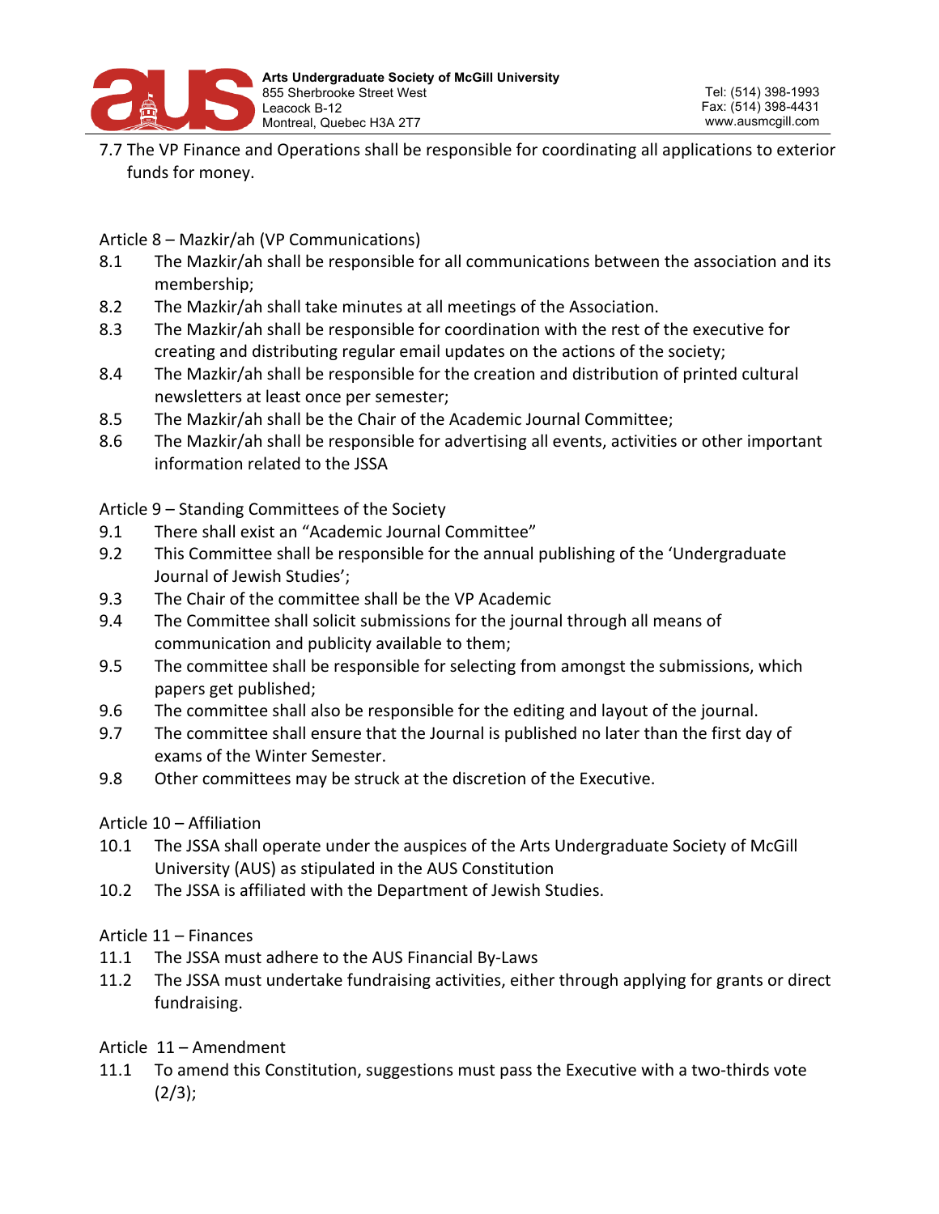7.7 The VP Finance and Operations shall be responsible for coordinating all applications to exterior funds for money.

Article 8 – Mazkir/ah (VP Communications)

8.1 The Mazkir/ah shall be responsible for all communications between the association and its membership;

8.2 The Mazkir/ah shall take minutes at all meetings of the Association.

8.3 The Mazkir/ah shall be responsible for coordination with the rest of the executive for creating and distributing regular email updates on the actions of the society;

8.4 The Mazkir/ah shall be responsible for the creation and distribution of printed cultural newsletters at least once per semester;

8.5 The Mazkir/ah shall be the Chair of the Academic Journal Committee;

8.6 The Mazkir/ah shall be responsible for advertising all events, activities or other important information related to the JSSA

Article 9 – Standing Committees of the Society

9.1 There shall exist an "Academic Journal Committee"

9.2 This Committee shall be responsible for the annual publishing of the 'Undergraduate Journal of Jewish Studies';

9.3 The Chair of the committee shall be the VP Academic

9.4 The Committee shall solicit submissions for the journal through all means of communication and publicity available to them;

9.5 The committee shall be responsible for selecting from amongst the submissions, which papers get published;

9.6 The committee shall also be responsible for the editing and layout of the journal.

9.7 The committee shall ensure that the Journal is published no later than the first day of exams of the Winter Semester.

9.8 Other committees may be struck at the discretion of the Executive.

Article 10 – Affiliation

10.1 The JSSA shall operate under the auspices of the Arts Undergraduate Society of McGill University (AUS) as stipulated in the AUS Constitution

10.2 The JSSA is affiliated with the Department of Jewish Studies.

Article 11 – Finances

11.1 The JSSA must adhere to the AUS Financial By-Laws

11.2 The JSSA must undertake fundraising activities, either through applying for grants or direct fundraising.

Article 11 – Amendment

11.1 To amend this Constitution, suggestions must pass the Executive with a two-thirds vote (2/3);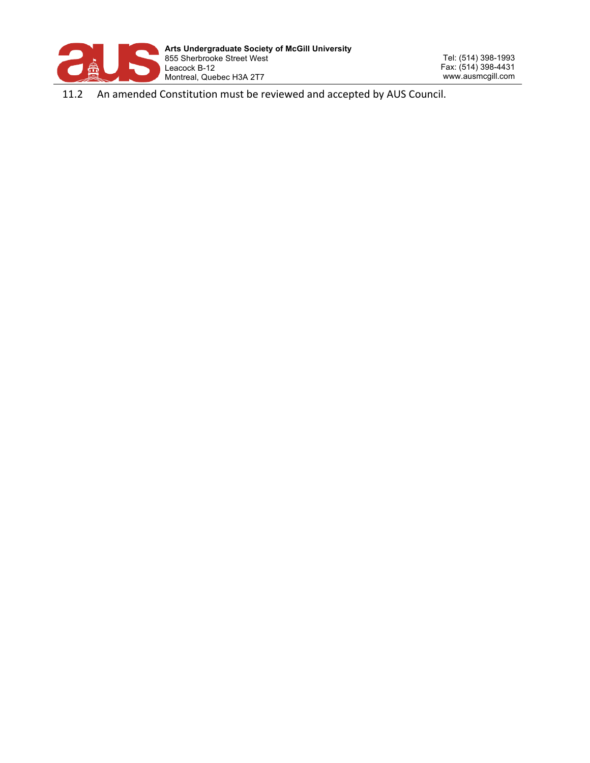11.2 An amended Constitution must be reviewed and accepted by AUS Council.